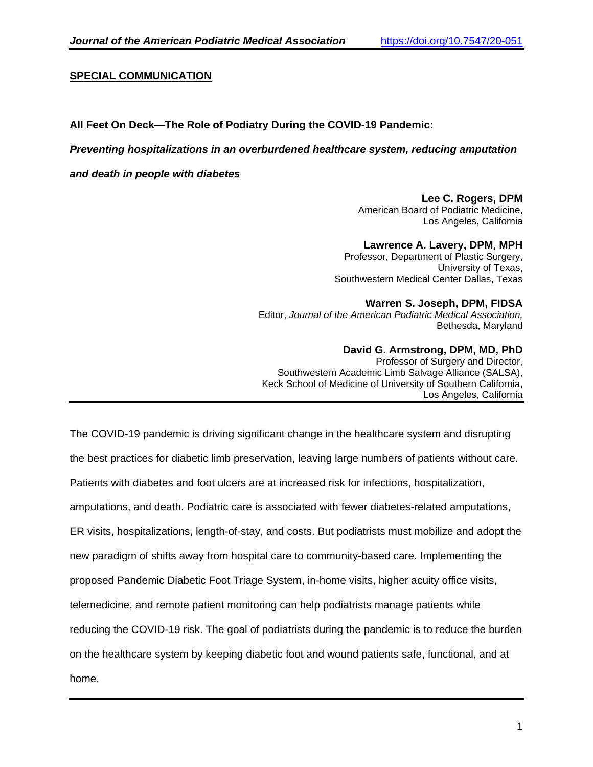**SPECIAL COMMUNICATION**

# All Feet On Deck—The Role of Podiatry During the COVID-19 Pandemic:

## *Preventing hospitalizations in an overburdened healthcare system, reducing amputation and death in people with diabetes*

**Lee C. Rogers, DPM**
American Board of Podiatric Medicine,
Los Angeles, California

**Lawrence A. Lavery, DPM, MPH**
Professor, Department of Plastic Surgery,
University of Texas,
Southwestern Medical Center Dallas, Texas

**Warren S. Joseph, DPM, FIDSA**
Editor, *Journal of the American Podiatric Medical Association,*
Bethesda, Maryland

**David G. Armstrong, DPM, MD, PhD**
Professor of Surgery and Director,
Southwestern Academic Limb Salvage Alliance (SALSA),
Keck School of Medicine of University of Southern California,
Los Angeles, California

---

The COVID-19 pandemic is driving significant change in the healthcare system and disrupting the best practices for diabetic limb preservation, leaving large numbers of patients without care. Patients with diabetes and foot ulcers are at increased risk for infections, hospitalization, amputations, and death. Podiatric care is associated with fewer diabetes-related amputations, ER visits, hospitalizations, length-of-stay, and costs. But podiatrists must mobilize and adopt the new paradigm of shifts away from hospital care to community-based care. Implementing the proposed Pandemic Diabetic Foot Triage System, in-home visits, higher acuity office visits, telemedicine, and remote patient monitoring can help podiatrists manage patients while reducing the COVID-19 risk. The goal of podiatrists during the pandemic is to reduce the burden on the healthcare system by keeping diabetic foot and wound patients safe, functional, and at home.

---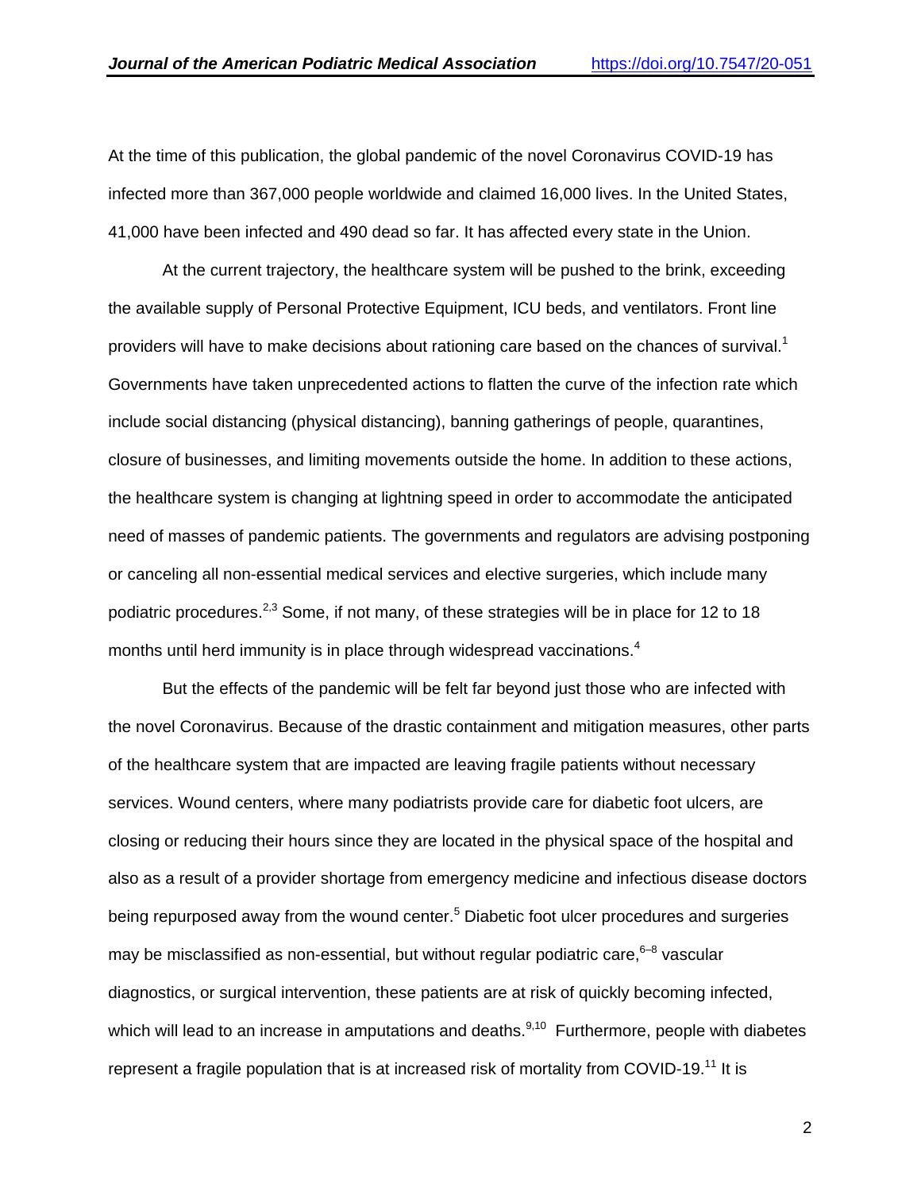At the time of this publication, the global pandemic of the novel Coronavirus COVID-19 has infected more than 367,000 people worldwide and claimed 16,000 lives. In the United States, 41,000 have been infected and 490 dead so far. It has affected every state in the Union.

At the current trajectory, the healthcare system will be pushed to the brink, exceeding the available supply of Personal Protective Equipment, ICU beds, and ventilators. Front line providers will have to make decisions about rationing care based on the chances of survival.[1] Governments have taken unprecedented actions to flatten the curve of the infection rate which include social distancing (physical distancing), banning gatherings of people, quarantines, closure of businesses, and limiting movements outside the home. In addition to these actions, the healthcare system is changing at lightning speed in order to accommodate the anticipated need of masses of pandemic patients. The governments and regulators are advising postponing or canceling all non-essential medical services and elective surgeries, which include many podiatric procedures.[2,3] Some, if not many, of these strategies will be in place for 12 to 18 months until herd immunity is in place through widespread vaccinations.[4]

But the effects of the pandemic will be felt far beyond just those who are infected with the novel Coronavirus. Because of the drastic containment and mitigation measures, other parts of the healthcare system that are impacted are leaving fragile patients without necessary services. Wound centers, where many podiatrists provide care for diabetic foot ulcers, are closing or reducing their hours since they are located in the physical space of the hospital and also as a result of a provider shortage from emergency medicine and infectious disease doctors being repurposed away from the wound center.[5] Diabetic foot ulcer procedures and surgeries may be misclassified as non-essential, but without regular podiatric care,[6–8] vascular diagnostics, or surgical intervention, these patients are at risk of quickly becoming infected, which will lead to an increase in amputations and deaths.[9,10] Furthermore, people with diabetes represent a fragile population that is at increased risk of mortality from COVID-19.[11] It is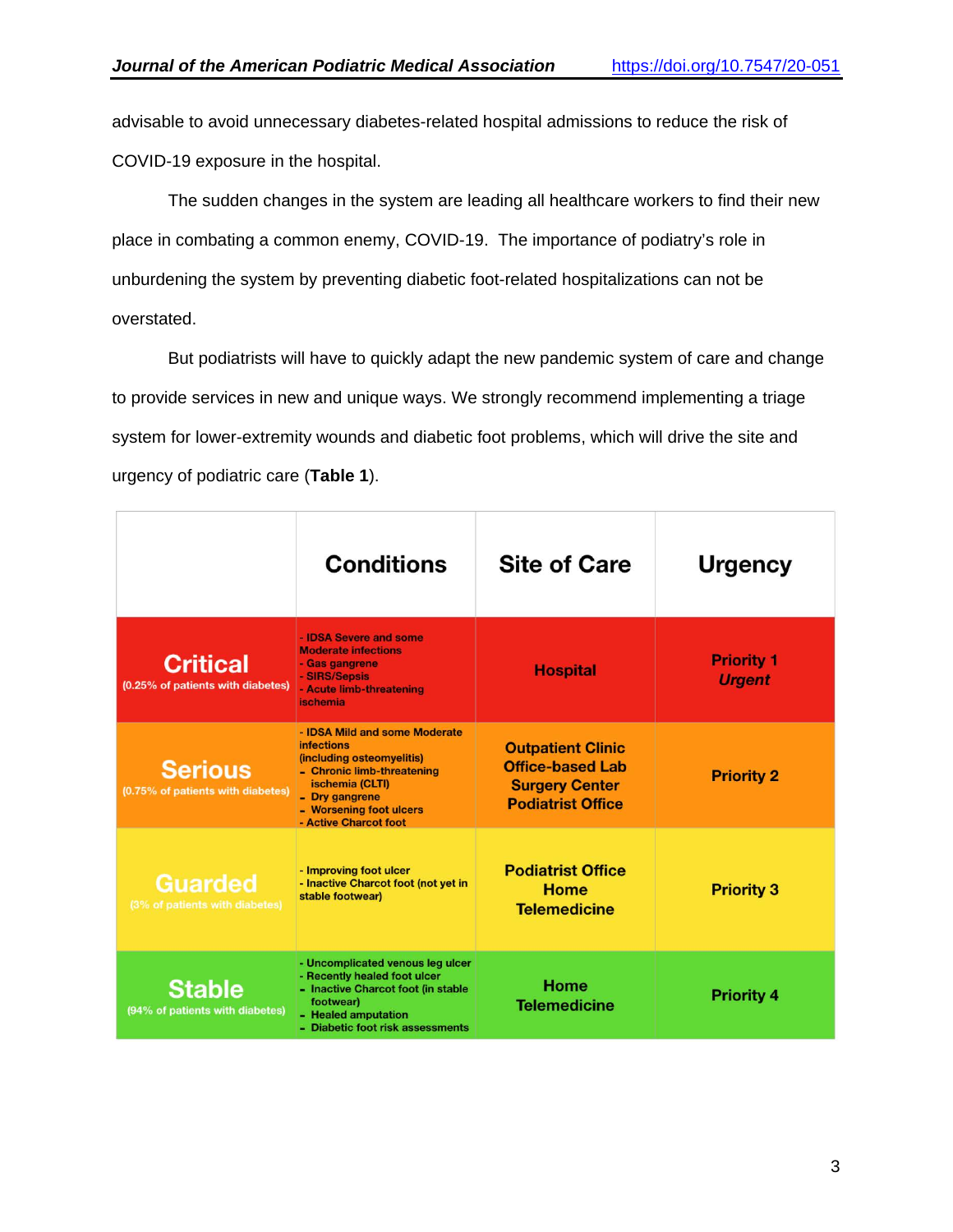advisable to avoid unnecessary diabetes-related hospital admissions to reduce the risk of COVID-19 exposure in the hospital.

The sudden changes in the system are leading all healthcare workers to find their new place in combating a common enemy, COVID-19. The importance of podiatry's role in unburdening the system by preventing diabetic foot-related hospitalizations can not be overstated.

But podiatrists will have to quickly adapt the new pandemic system of care and change to provide services in new and unique ways. We strongly recommend implementing a triage system for lower-extremity wounds and diabetic foot problems, which will drive the site and urgency of podiatric care (**Table 1**).

| | Conditions | Site of Care | Urgency |
|---|---|---|---|
| **Critical** (0.25% of patients with diabetes) | - IDSA Severe and some Moderate infections<br>- Gas gangrene<br>- SIRS/Sepsis<br>- Acute limb-threatening ischemia | Hospital | Priority 1 *Urgent* |
| **Serious** (0.75% of patients with diabetes) | - IDSA Mild and some Moderate infections (including osteomyelitis)<br>- Chronic limb-threatening ischemia (CLTI)<br>- Dry gangrene<br>- Worsening foot ulcers<br>- Active Charcot foot | Outpatient Clinic<br>Office-based Lab<br>Surgery Center<br>Podiatrist Office | Priority 2 |
| **Guarded** (3% of patients with diabetes) | - Improving foot ulcer<br>- Inactive Charcot foot (not yet in stable footwear) | Podiatrist Office<br>Home<br>Telemedicine | Priority 3 |
| **Stable** (94% of patients with diabetes) | - Uncomplicated venous leg ulcer<br>- Recently healed foot ulcer<br>- Inactive Charcot foot (in stable footwear)<br>- Healed amputation<br>- Diabetic foot risk assessments | Home<br>Telemedicine | Priority 4 |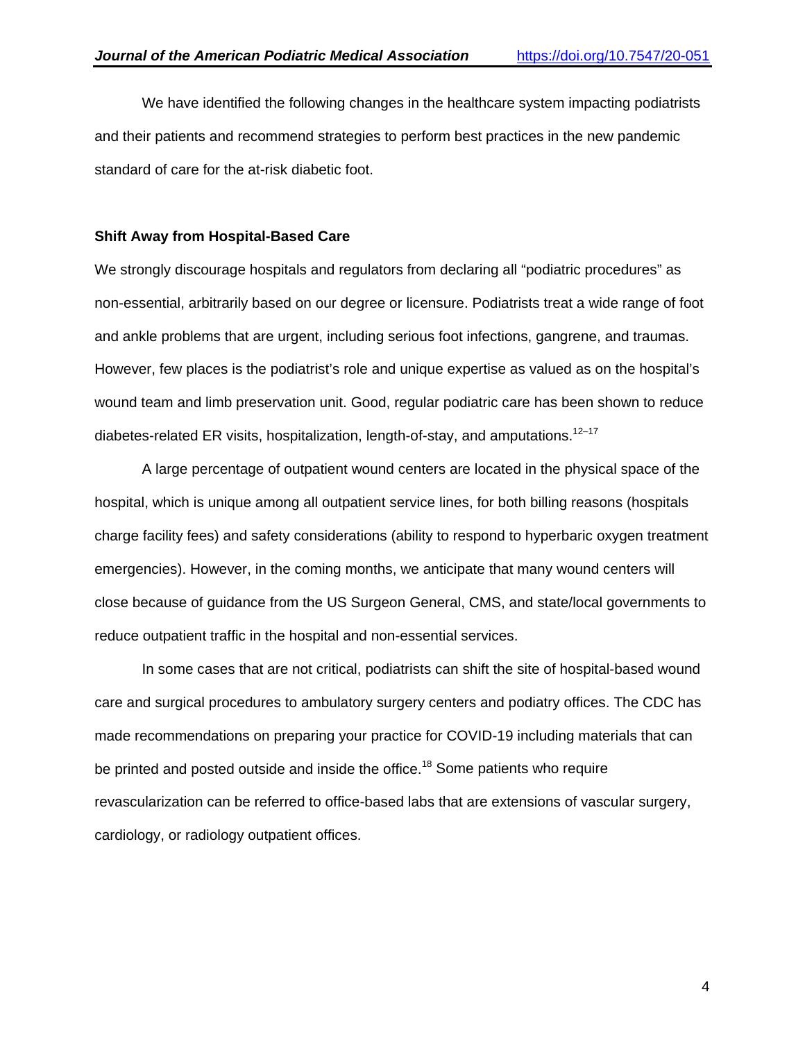We have identified the following changes in the healthcare system impacting podiatrists and their patients and recommend strategies to perform best practices in the new pandemic standard of care for the at-risk diabetic foot.

**Shift Away from Hospital-Based Care**

We strongly discourage hospitals and regulators from declaring all "podiatric procedures" as non-essential, arbitrarily based on our degree or licensure. Podiatrists treat a wide range of foot and ankle problems that are urgent, including serious foot infections, gangrene, and traumas. However, few places is the podiatrist's role and unique expertise as valued as on the hospital's wound team and limb preservation unit. Good, regular podiatric care has been shown to reduce diabetes-related ER visits, hospitalization, length-of-stay, and amputations.[12–17]

A large percentage of outpatient wound centers are located in the physical space of the hospital, which is unique among all outpatient service lines, for both billing reasons (hospitals charge facility fees) and safety considerations (ability to respond to hyperbaric oxygen treatment emergencies). However, in the coming months, we anticipate that many wound centers will close because of guidance from the US Surgeon General, CMS, and state/local governments to reduce outpatient traffic in the hospital and non-essential services.

In some cases that are not critical, podiatrists can shift the site of hospital-based wound care and surgical procedures to ambulatory surgery centers and podiatry offices. The CDC has made recommendations on preparing your practice for COVID-19 including materials that can be printed and posted outside and inside the office.[18] Some patients who require revascularization can be referred to office-based labs that are extensions of vascular surgery, cardiology, or radiology outpatient offices.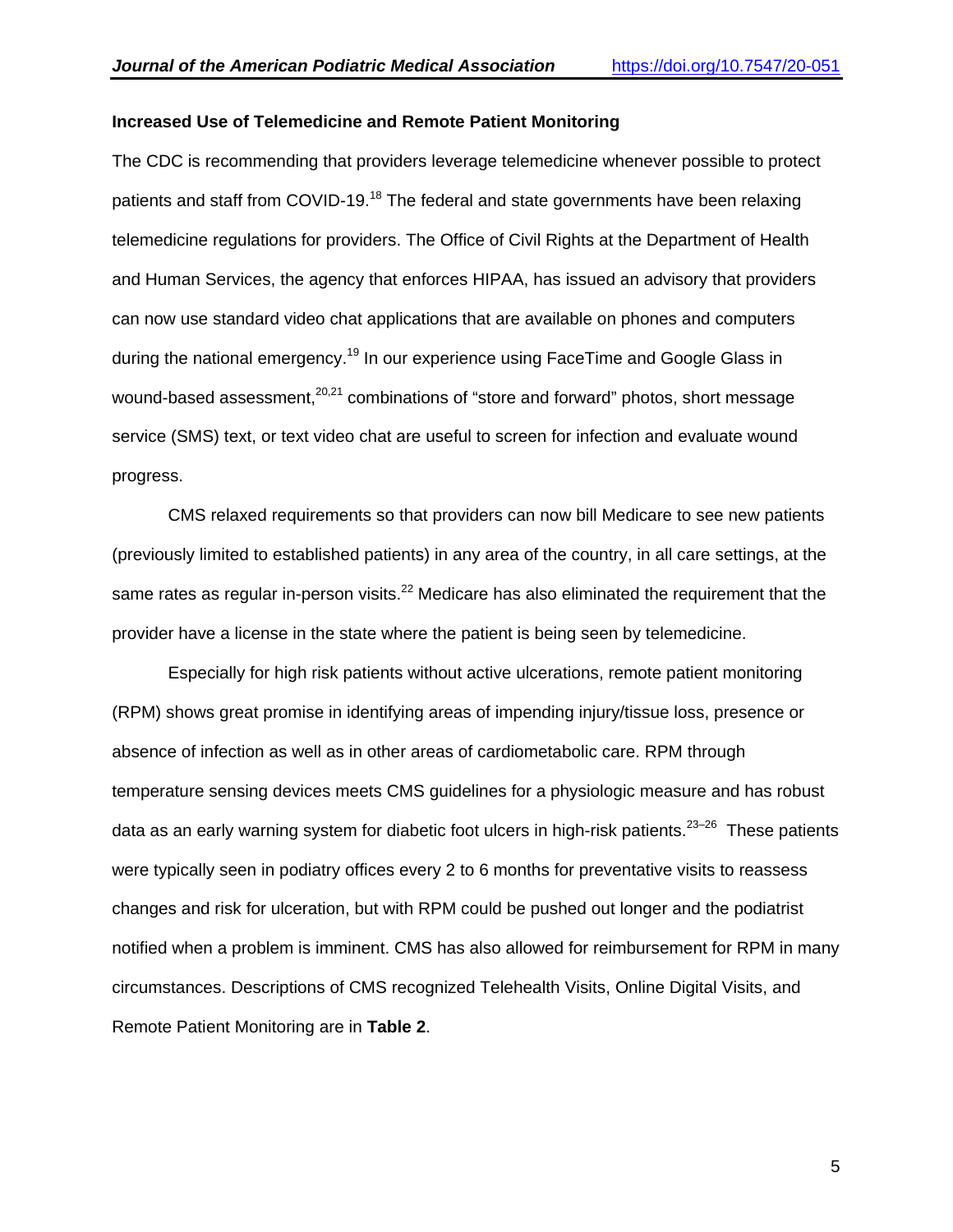### Increased Use of Telemedicine and Remote Patient Monitoring

The CDC is recommending that providers leverage telemedicine whenever possible to protect patients and staff from COVID-19.[18] The federal and state governments have been relaxing telemedicine regulations for providers. The Office of Civil Rights at the Department of Health and Human Services, the agency that enforces HIPAA, has issued an advisory that providers can now use standard video chat applications that are available on phones and computers during the national emergency.[19] In our experience using FaceTime and Google Glass in wound-based assessment,[20,21] combinations of "store and forward" photos, short message service (SMS) text, or text video chat are useful to screen for infection and evaluate wound progress.

CMS relaxed requirements so that providers can now bill Medicare to see new patients (previously limited to established patients) in any area of the country, in all care settings, at the same rates as regular in-person visits.[22] Medicare has also eliminated the requirement that the provider have a license in the state where the patient is being seen by telemedicine.

Especially for high risk patients without active ulcerations, remote patient monitoring (RPM) shows great promise in identifying areas of impending injury/tissue loss, presence or absence of infection as well as in other areas of cardiometabolic care. RPM through temperature sensing devices meets CMS guidelines for a physiologic measure and has robust data as an early warning system for diabetic foot ulcers in high-risk patients.[23–26] These patients were typically seen in podiatry offices every 2 to 6 months for preventative visits to reassess changes and risk for ulceration, but with RPM could be pushed out longer and the podiatrist notified when a problem is imminent. CMS has also allowed for reimbursement for RPM in many circumstances. Descriptions of CMS recognized Telehealth Visits, Online Digital Visits, and Remote Patient Monitoring are in **Table 2**.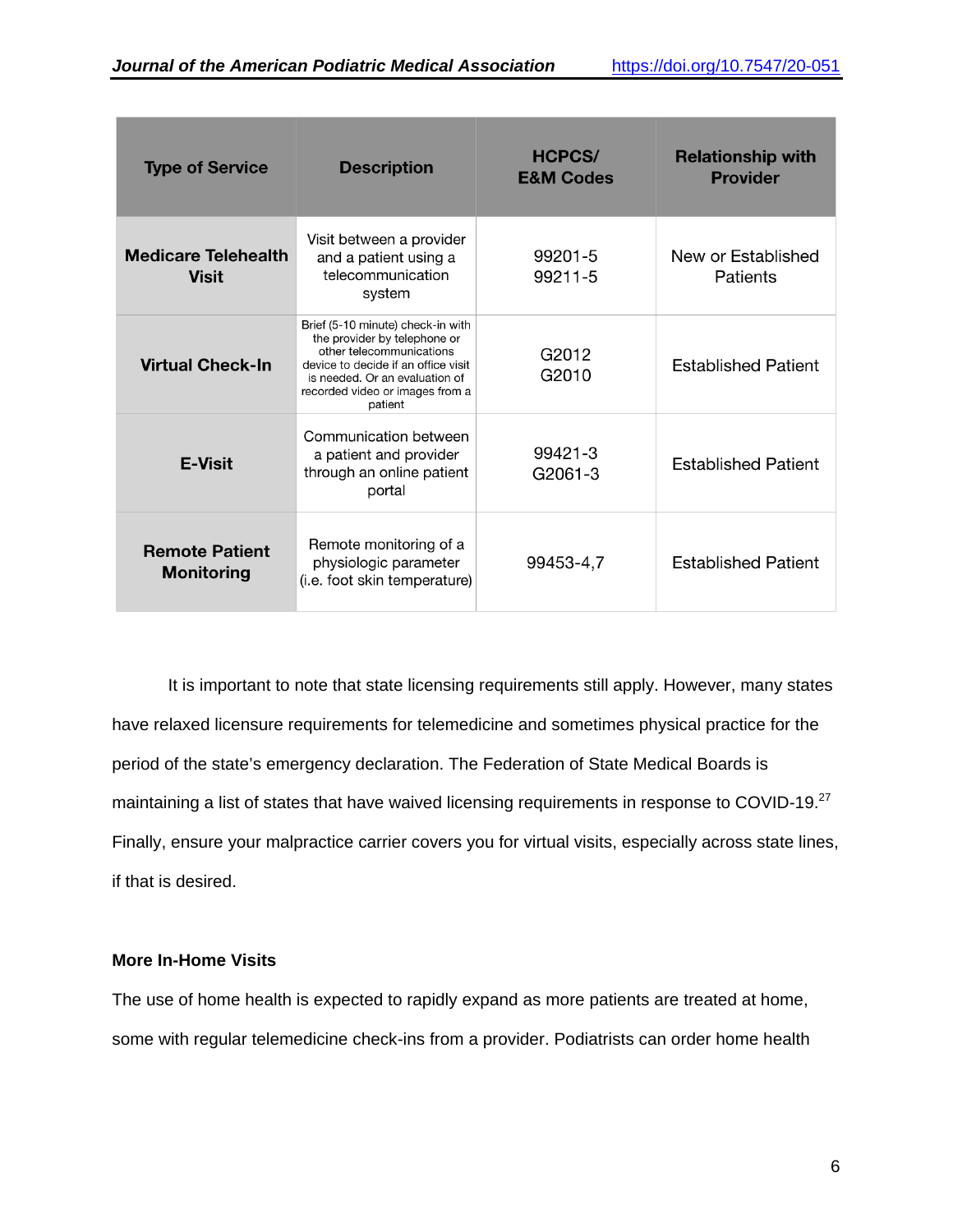| Type of Service | Description | HCPCS/ E&M Codes | Relationship with Provider |
|---|---|---|---|
| **Medicare Telehealth Visit** | Visit between a provider and a patient using a telecommunication system | 99201-5 99211-5 | New or Established Patients |
| **Virtual Check-In** | Brief (5-10 minute) check-in with the provider by telephone or other telecommunications device to decide if an office visit is needed. Or an evaluation of recorded video or images from a patient | G2012 G2010 | Established Patient |
| **E-Visit** | Communication between a patient and provider through an online patient portal | 99421-3 G2061-3 | Established Patient |
| **Remote Patient Monitoring** | Remote monitoring of a physiologic parameter (i.e. foot skin temperature) | 99453-4,7 | Established Patient |

It is important to note that state licensing requirements still apply. However, many states have relaxed licensure requirements for telemedicine and sometimes physical practice for the period of the state's emergency declaration. The Federation of State Medical Boards is maintaining a list of states that have waived licensing requirements in response to COVID-19.[27] Finally, ensure your malpractice carrier covers you for virtual visits, especially across state lines, if that is desired.

**More In-Home Visits**

The use of home health is expected to rapidly expand as more patients are treated at home, some with regular telemedicine check-ins from a provider. Podiatrists can order home health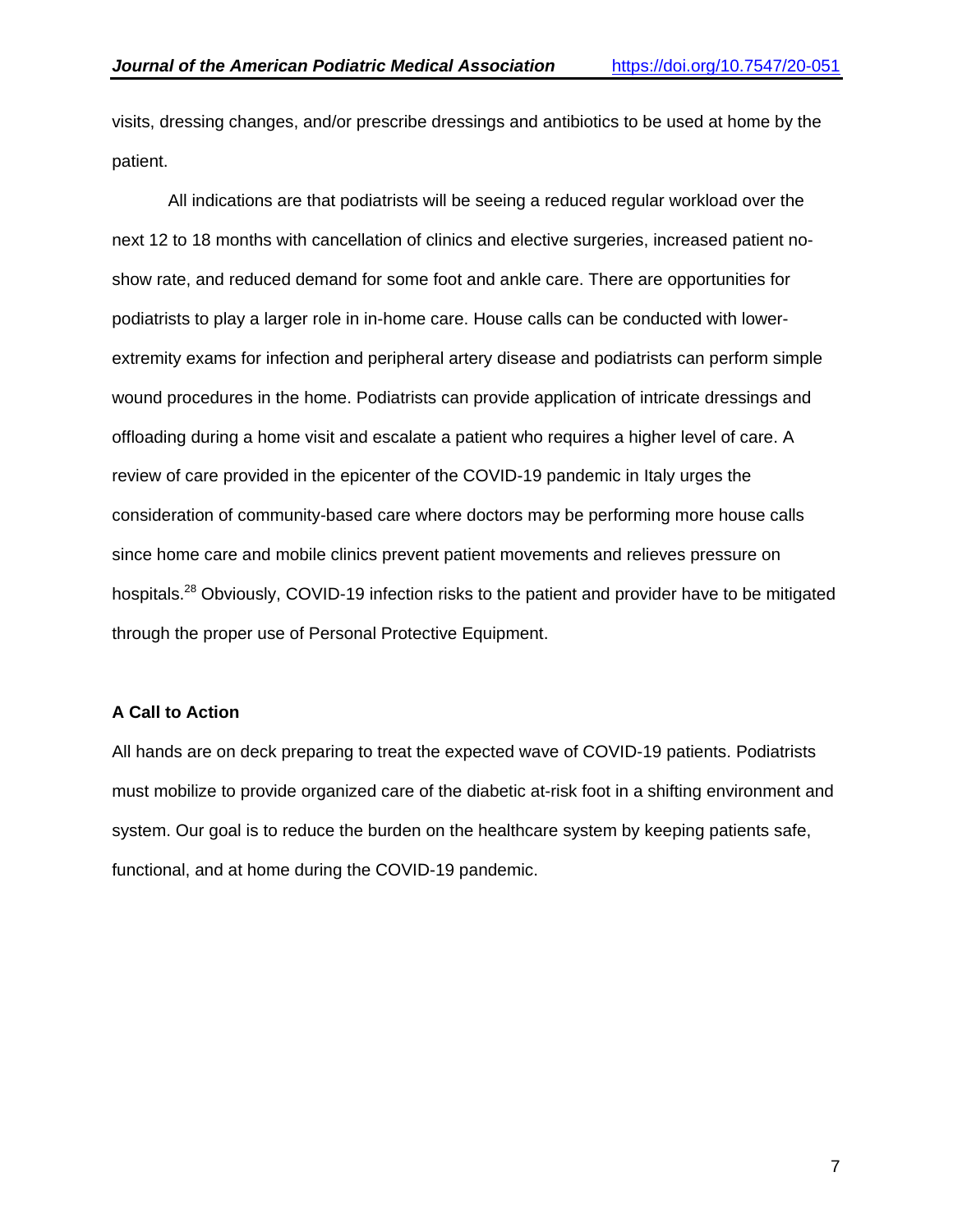visits, dressing changes, and/or prescribe dressings and antibiotics to be used at home by the patient.

All indications are that podiatrists will be seeing a reduced regular workload over the next 12 to 18 months with cancellation of clinics and elective surgeries, increased patient no-show rate, and reduced demand for some foot and ankle care. There are opportunities for podiatrists to play a larger role in in-home care. House calls can be conducted with lower-extremity exams for infection and peripheral artery disease and podiatrists can perform simple wound procedures in the home. Podiatrists can provide application of intricate dressings and offloading during a home visit and escalate a patient who requires a higher level of care. A review of care provided in the epicenter of the COVID-19 pandemic in Italy urges the consideration of community-based care where doctors may be performing more house calls since home care and mobile clinics prevent patient movements and relieves pressure on hospitals.[28] Obviously, COVID-19 infection risks to the patient and provider have to be mitigated through the proper use of Personal Protective Equipment.

**A Call to Action**

All hands are on deck preparing to treat the expected wave of COVID-19 patients. Podiatrists must mobilize to provide organized care of the diabetic at-risk foot in a shifting environment and system. Our goal is to reduce the burden on the healthcare system by keeping patients safe, functional, and at home during the COVID-19 pandemic.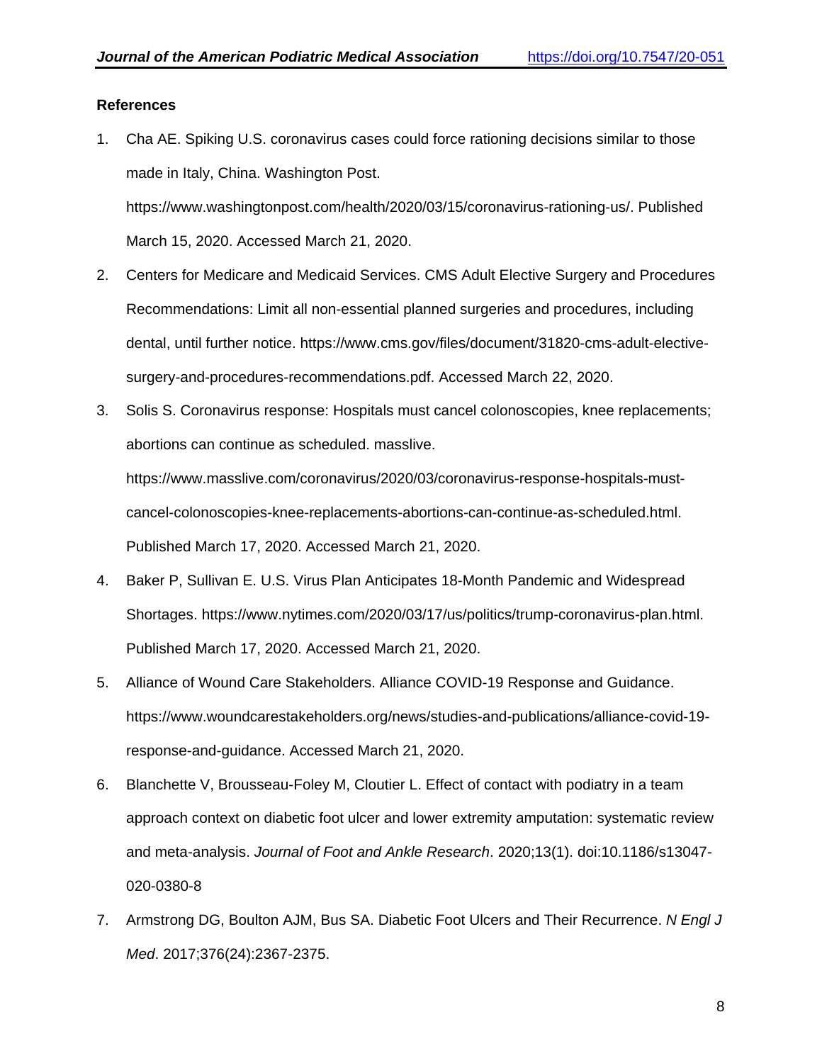**References**

1. Cha AE. Spiking U.S. coronavirus cases could force rationing decisions similar to those made in Italy, China. Washington Post. https://www.washingtonpost.com/health/2020/03/15/coronavirus-rationing-us/. Published March 15, 2020. Accessed March 21, 2020.
2. Centers for Medicare and Medicaid Services. CMS Adult Elective Surgery and Procedures Recommendations: Limit all non-essential planned surgeries and procedures, including dental, until further notice. https://www.cms.gov/files/document/31820-cms-adult-elective-surgery-and-procedures-recommendations.pdf. Accessed March 22, 2020.
3. Solis S. Coronavirus response: Hospitals must cancel colonoscopies, knee replacements; abortions can continue as scheduled. masslive. https://www.masslive.com/coronavirus/2020/03/coronavirus-response-hospitals-must-cancel-colonoscopies-knee-replacements-abortions-can-continue-as-scheduled.html. Published March 17, 2020. Accessed March 21, 2020.
4. Baker P, Sullivan E. U.S. Virus Plan Anticipates 18-Month Pandemic and Widespread Shortages. https://www.nytimes.com/2020/03/17/us/politics/trump-coronavirus-plan.html. Published March 17, 2020. Accessed March 21, 2020.
5. Alliance of Wound Care Stakeholders. Alliance COVID-19 Response and Guidance. https://www.woundcarestakeholders.org/news/studies-and-publications/alliance-covid-19-response-and-guidance. Accessed March 21, 2020.
6. Blanchette V, Brousseau-Foley M, Cloutier L. Effect of contact with podiatry in a team approach context on diabetic foot ulcer and lower extremity amputation: systematic review and meta-analysis. *Journal of Foot and Ankle Research*. 2020;13(1). doi:10.1186/s13047-020-0380-8
7. Armstrong DG, Boulton AJM, Bus SA. Diabetic Foot Ulcers and Their Recurrence. *N Engl J Med*. 2017;376(24):2367-2375.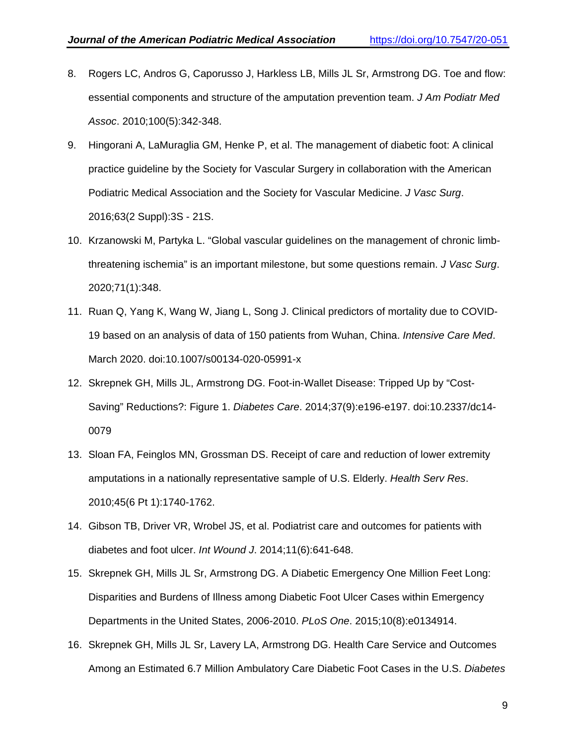8. Rogers LC, Andros G, Caporusso J, Harkless LB, Mills JL Sr, Armstrong DG. Toe and flow: essential components and structure of the amputation prevention team. *J Am Podiatr Med Assoc*. 2010;100(5):342-348.

9. Hingorani A, LaMuraglia GM, Henke P, et al. The management of diabetic foot: A clinical practice guideline by the Society for Vascular Surgery in collaboration with the American Podiatric Medical Association and the Society for Vascular Medicine. *J Vasc Surg*. 2016;63(2 Suppl):3S - 21S.

10. Krzanowski M, Partyka L. "Global vascular guidelines on the management of chronic limb-threatening ischemia" is an important milestone, but some questions remain. *J Vasc Surg*. 2020;71(1):348.

11. Ruan Q, Yang K, Wang W, Jiang L, Song J. Clinical predictors of mortality due to COVID-19 based on an analysis of data of 150 patients from Wuhan, China. *Intensive Care Med*. March 2020. doi:10.1007/s00134-020-05991-x

12. Skrepnek GH, Mills JL, Armstrong DG. Foot-in-Wallet Disease: Tripped Up by "Cost-Saving" Reductions?: Figure 1. *Diabetes Care*. 2014;37(9):e196-e197. doi:10.2337/dc14-0079

13. Sloan FA, Feinglos MN, Grossman DS. Receipt of care and reduction of lower extremity amputations in a nationally representative sample of U.S. Elderly. *Health Serv Res*. 2010;45(6 Pt 1):1740-1762.

14. Gibson TB, Driver VR, Wrobel JS, et al. Podiatrist care and outcomes for patients with diabetes and foot ulcer. *Int Wound J*. 2014;11(6):641-648.

15. Skrepnek GH, Mills JL Sr, Armstrong DG. A Diabetic Emergency One Million Feet Long: Disparities and Burdens of Illness among Diabetic Foot Ulcer Cases within Emergency Departments in the United States, 2006-2010. *PLoS One*. 2015;10(8):e0134914.

16. Skrepnek GH, Mills JL Sr, Lavery LA, Armstrong DG. Health Care Service and Outcomes Among an Estimated 6.7 Million Ambulatory Care Diabetic Foot Cases in the U.S. *Diabetes*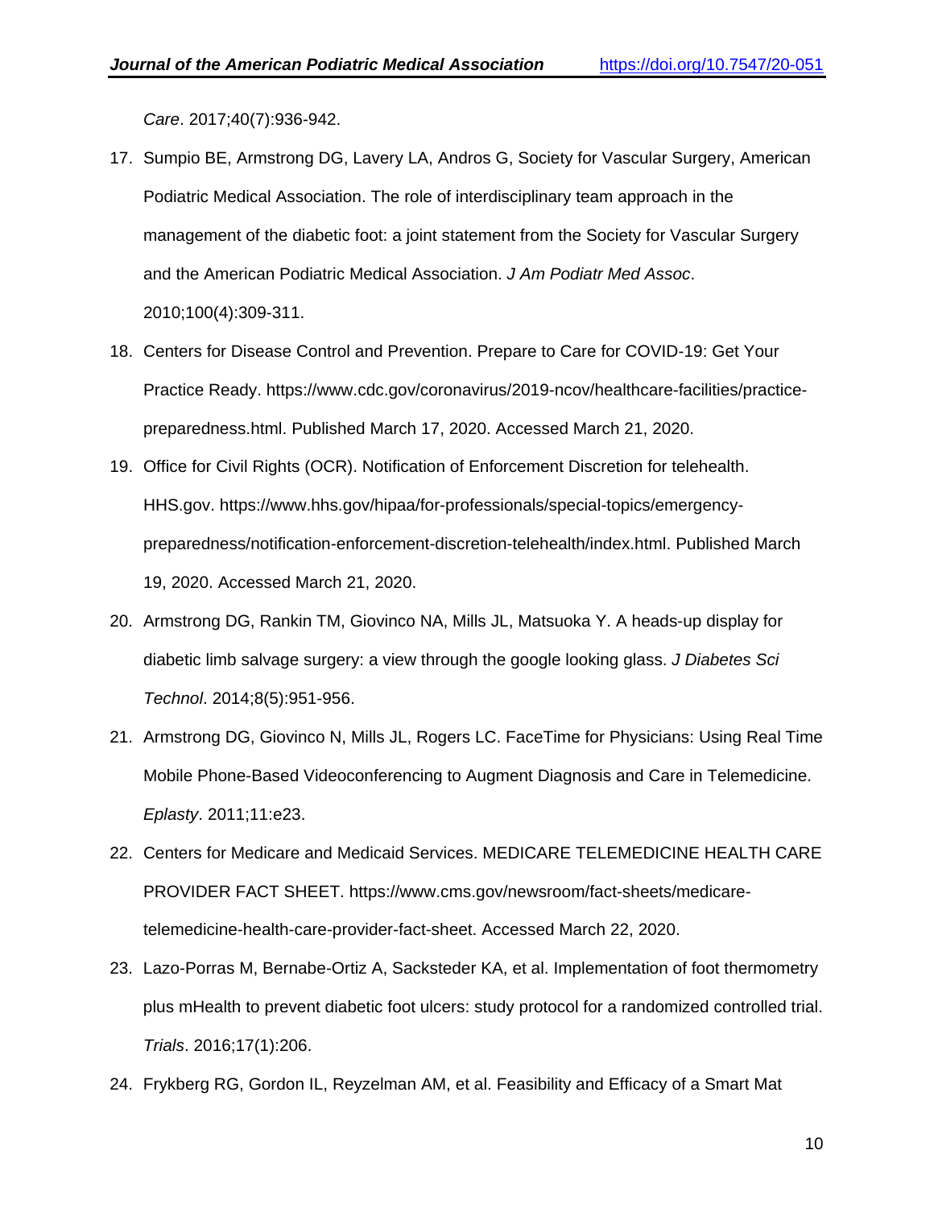*Care*. 2017;40(7):936-942.

17. Sumpio BE, Armstrong DG, Lavery LA, Andros G, Society for Vascular Surgery, American Podiatric Medical Association. The role of interdisciplinary team approach in the management of the diabetic foot: a joint statement from the Society for Vascular Surgery and the American Podiatric Medical Association. *J Am Podiatr Med Assoc*. 2010;100(4):309-311.
18. Centers for Disease Control and Prevention. Prepare to Care for COVID-19: Get Your Practice Ready. https://www.cdc.gov/coronavirus/2019-ncov/healthcare-facilities/practice-preparedness.html. Published March 17, 2020. Accessed March 21, 2020.
19. Office for Civil Rights (OCR). Notification of Enforcement Discretion for telehealth. HHS.gov. https://www.hhs.gov/hipaa/for-professionals/special-topics/emergency-preparedness/notification-enforcement-discretion-telehealth/index.html. Published March 19, 2020. Accessed March 21, 2020.
20. Armstrong DG, Rankin TM, Giovinco NA, Mills JL, Matsuoka Y. A heads-up display for diabetic limb salvage surgery: a view through the google looking glass. *J Diabetes Sci Technol*. 2014;8(5):951-956.
21. Armstrong DG, Giovinco N, Mills JL, Rogers LC. FaceTime for Physicians: Using Real Time Mobile Phone-Based Videoconferencing to Augment Diagnosis and Care in Telemedicine. *Eplasty*. 2011;11:e23.
22. Centers for Medicare and Medicaid Services. MEDICARE TELEMEDICINE HEALTH CARE PROVIDER FACT SHEET. https://www.cms.gov/newsroom/fact-sheets/medicare-telemedicine-health-care-provider-fact-sheet. Accessed March 22, 2020.
23. Lazo-Porras M, Bernabe-Ortiz A, Sacksteder KA, et al. Implementation of foot thermometry plus mHealth to prevent diabetic foot ulcers: study protocol for a randomized controlled trial. *Trials*. 2016;17(1):206.
24. Frykberg RG, Gordon IL, Reyzelman AM, et al. Feasibility and Efficacy of a Smart Mat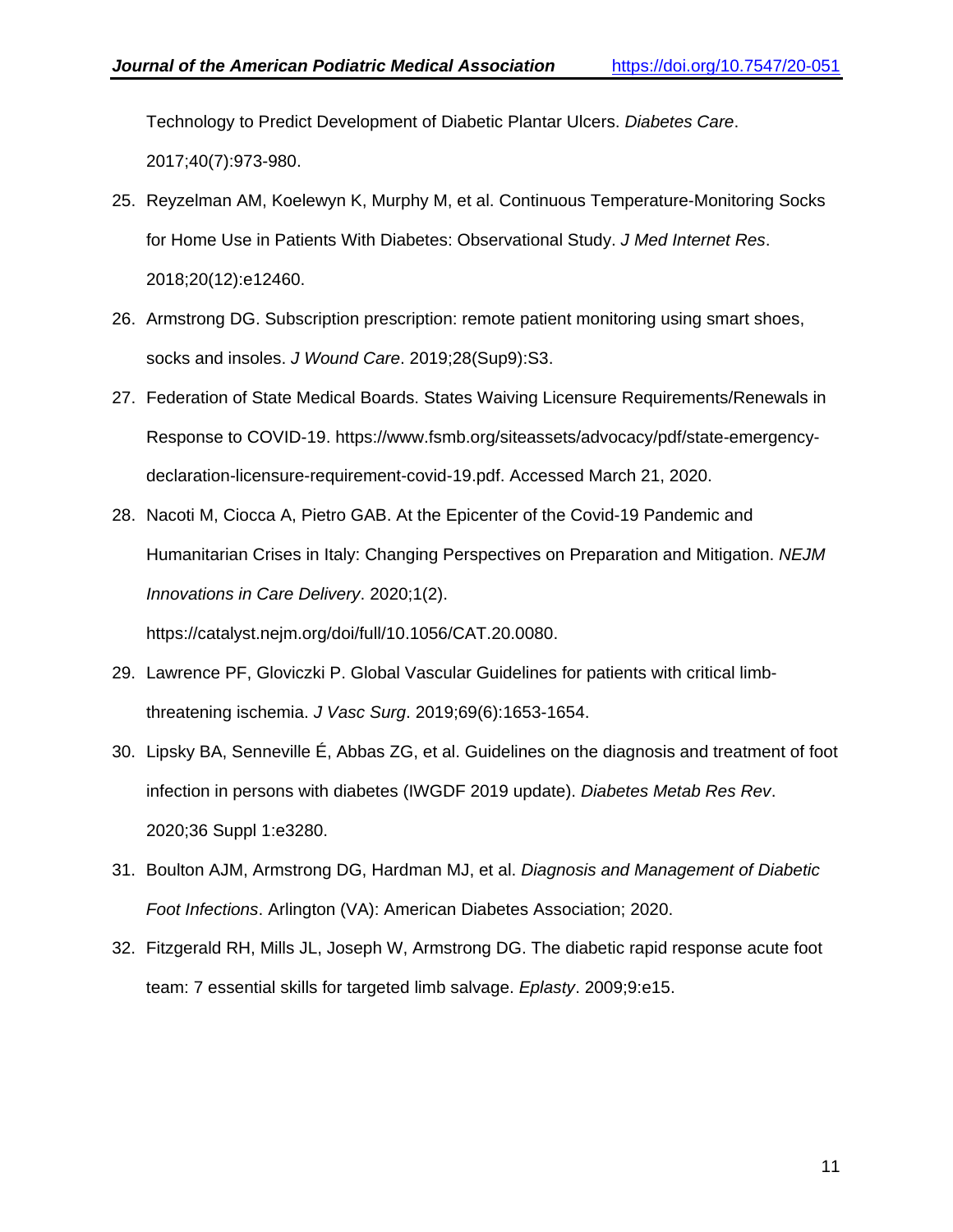Technology to Predict Development of Diabetic Plantar Ulcers. *Diabetes Care*. 2017;40(7):973-980.

25. Reyzelman AM, Koelewyn K, Murphy M, et al. Continuous Temperature-Monitoring Socks for Home Use in Patients With Diabetes: Observational Study. *J Med Internet Res*. 2018;20(12):e12460.
26. Armstrong DG. Subscription prescription: remote patient monitoring using smart shoes, socks and insoles. *J Wound Care*. 2019;28(Sup9):S3.
27. Federation of State Medical Boards. States Waiving Licensure Requirements/Renewals in Response to COVID-19. https://www.fsmb.org/siteassets/advocacy/pdf/state-emergency-declaration-licensure-requirement-covid-19.pdf. Accessed March 21, 2020.
28. Nacoti M, Ciocca A, Pietro GAB. At the Epicenter of the Covid-19 Pandemic and Humanitarian Crises in Italy: Changing Perspectives on Preparation and Mitigation. *NEJM Innovations in Care Delivery*. 2020;1(2). https://catalyst.nejm.org/doi/full/10.1056/CAT.20.0080.
29. Lawrence PF, Gloviczki P. Global Vascular Guidelines for patients with critical limb-threatening ischemia. *J Vasc Surg*. 2019;69(6):1653-1654.
30. Lipsky BA, Senneville É, Abbas ZG, et al. Guidelines on the diagnosis and treatment of foot infection in persons with diabetes (IWGDF 2019 update). *Diabetes Metab Res Rev*. 2020;36 Suppl 1:e3280.
31. Boulton AJM, Armstrong DG, Hardman MJ, et al. *Diagnosis and Management of Diabetic Foot Infections*. Arlington (VA): American Diabetes Association; 2020.
32. Fitzgerald RH, Mills JL, Joseph W, Armstrong DG. The diabetic rapid response acute foot team: 7 essential skills for targeted limb salvage. *Eplasty*. 2009;9:e15.